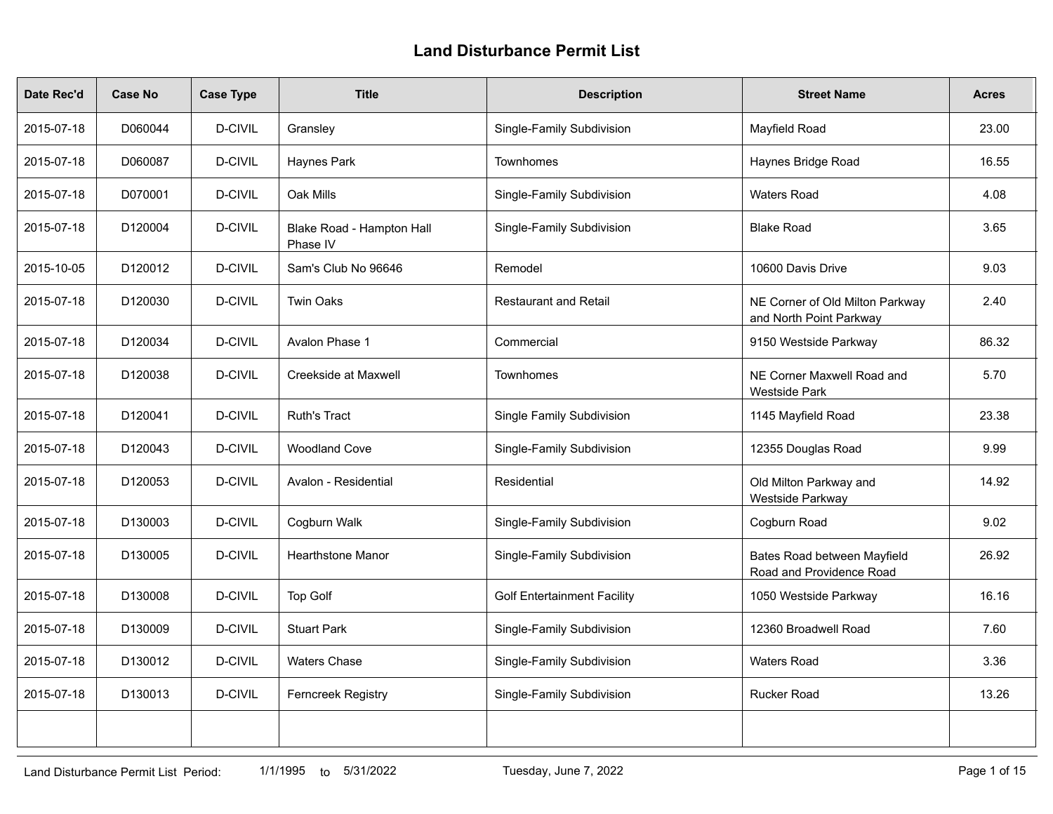# Land Disturbance Permit List

| Date Rec'd | Case No | Case Type | Title | Description | Street Name | Acres |
|---|---|---|---|---|---|---|
| 2015-07-18 | D060044 | D-CIVIL | Gransley | Single-Family Subdivision | Mayfield Road | 23.00 |
| 2015-07-18 | D060087 | D-CIVIL | Haynes Park | Townhomes | Haynes Bridge Road | 16.55 |
| 2015-07-18 | D070001 | D-CIVIL | Oak Mills | Single-Family Subdivision | Waters Road | 4.08 |
| 2015-07-18 | D120004 | D-CIVIL | Blake Road - Hampton Hall Phase IV | Single-Family Subdivision | Blake Road | 3.65 |
| 2015-10-05 | D120012 | D-CIVIL | Sam's Club No 96646 | Remodel | 10600 Davis Drive | 9.03 |
| 2015-07-18 | D120030 | D-CIVIL | Twin Oaks | Restaurant and Retail | NE Corner of Old Milton Parkway and North Point Parkway | 2.40 |
| 2015-07-18 | D120034 | D-CIVIL | Avalon Phase 1 | Commercial | 9150 Westside Parkway | 86.32 |
| 2015-07-18 | D120038 | D-CIVIL | Creekside at Maxwell | Townhomes | NE Corner Maxwell Road and Westside Park | 5.70 |
| 2015-07-18 | D120041 | D-CIVIL | Ruth's Tract | Single Family Subdivision | 1145 Mayfield Road | 23.38 |
| 2015-07-18 | D120043 | D-CIVIL | Woodland Cove | Single-Family Subdivision | 12355 Douglas Road | 9.99 |
| 2015-07-18 | D120053 | D-CIVIL | Avalon - Residential | Residential | Old Milton Parkway and Westside Parkway | 14.92 |
| 2015-07-18 | D130003 | D-CIVIL | Cogburn Walk | Single-Family Subdivision | Cogburn Road | 9.02 |
| 2015-07-18 | D130005 | D-CIVIL | Hearthstone Manor | Single-Family Subdivision | Bates Road between Mayfield Road and Providence Road | 26.92 |
| 2015-07-18 | D130008 | D-CIVIL | Top Golf | Golf Entertainment Facility | 1050 Westside Parkway | 16.16 |
| 2015-07-18 | D130009 | D-CIVIL | Stuart Park | Single-Family Subdivision | 12360 Broadwell Road | 7.60 |
| 2015-07-18 | D130012 | D-CIVIL | Waters Chase | Single-Family Subdivision | Waters Road | 3.36 |
| 2015-07-18 | D130013 | D-CIVIL | Ferncreek Registry | Single-Family Subdivision | Rucker Road | 13.26 |
| | | | | | | |

Land Disturbance Permit List Period: 1/1/1995 to 5/31/2022 Tuesday, June 7, 2022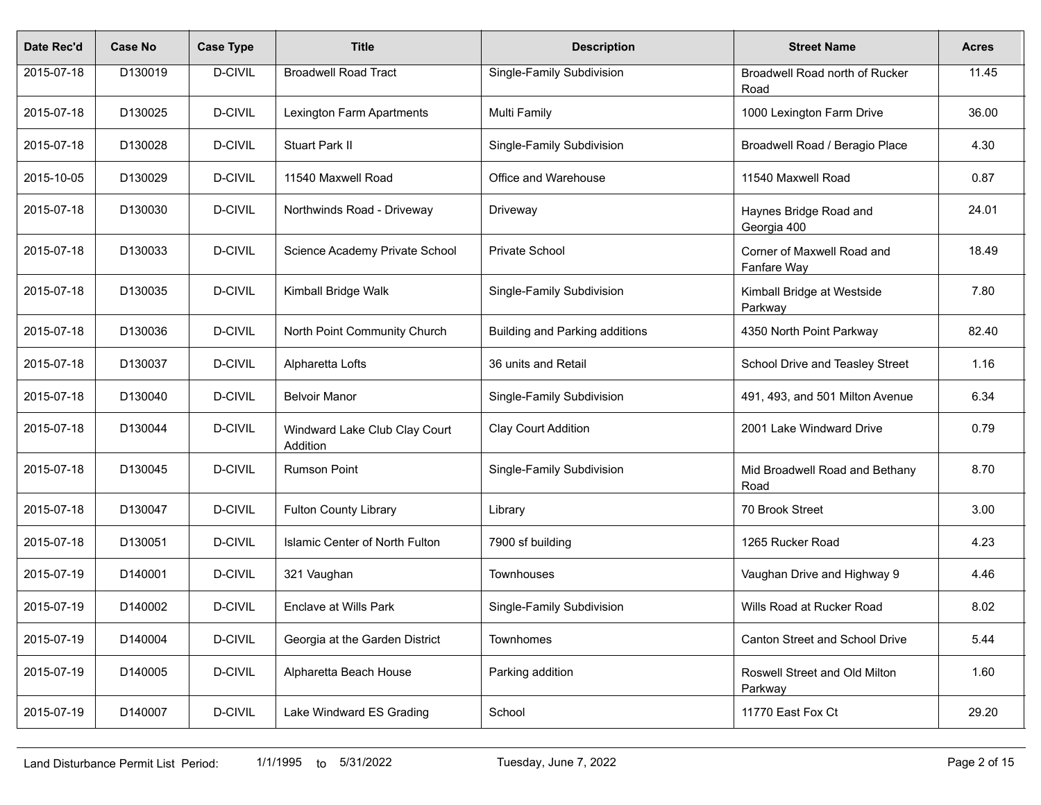| Date Rec'd | Case No | Case Type | Title | Description | Street Name | Acres |
|---|---|---|---|---|---|---|
| 2015-07-18 | D130019 | D-CIVIL | Broadwell Road Tract | Single-Family Subdivision | Broadwell Road north of Rucker Road | 11.45 |
| 2015-07-18 | D130025 | D-CIVIL | Lexington Farm Apartments | Multi Family | 1000 Lexington Farm Drive | 36.00 |
| 2015-07-18 | D130028 | D-CIVIL | Stuart Park II | Single-Family Subdivision | Broadwell Road / Beragio Place | 4.30 |
| 2015-10-05 | D130029 | D-CIVIL | 11540 Maxwell Road | Office and Warehouse | 11540 Maxwell Road | 0.87 |
| 2015-07-18 | D130030 | D-CIVIL | Northwinds Road - Driveway | Driveway | Haynes Bridge Road and Georgia 400 | 24.01 |
| 2015-07-18 | D130033 | D-CIVIL | Science Academy Private School | Private School | Corner of Maxwell Road and Fanfare Way | 18.49 |
| 2015-07-18 | D130035 | D-CIVIL | Kimball Bridge Walk | Single-Family Subdivision | Kimball Bridge at Westside Parkway | 7.80 |
| 2015-07-18 | D130036 | D-CIVIL | North Point Community Church | Building and Parking additions | 4350 North Point Parkway | 82.40 |
| 2015-07-18 | D130037 | D-CIVIL | Alpharetta Lofts | 36 units and Retail | School Drive and Teasley Street | 1.16 |
| 2015-07-18 | D130040 | D-CIVIL | Belvoir Manor | Single-Family Subdivision | 491, 493, and 501 Milton Avenue | 6.34 |
| 2015-07-18 | D130044 | D-CIVIL | Windward Lake Club Clay Court Addition | Clay Court Addition | 2001 Lake Windward Drive | 0.79 |
| 2015-07-18 | D130045 | D-CIVIL | Rumson Point | Single-Family Subdivision | Mid Broadwell Road and Bethany Road | 8.70 |
| 2015-07-18 | D130047 | D-CIVIL | Fulton County Library | Library | 70 Brook Street | 3.00 |
| 2015-07-18 | D130051 | D-CIVIL | Islamic Center of North Fulton | 7900 sf building | 1265 Rucker Road | 4.23 |
| 2015-07-19 | D140001 | D-CIVIL | 321 Vaughan | Townhouses | Vaughan Drive and Highway 9 | 4.46 |
| 2015-07-19 | D140002 | D-CIVIL | Enclave at Wills Park | Single-Family Subdivision | Wills Road at Rucker Road | 8.02 |
| 2015-07-19 | D140004 | D-CIVIL | Georgia at the Garden District | Townhomes | Canton Street and School Drive | 5.44 |
| 2015-07-19 | D140005 | D-CIVIL | Alpharetta Beach House | Parking addition | Roswell Street and Old Milton Parkway | 1.60 |
| 2015-07-19 | D140007 | D-CIVIL | Lake Windward ES Grading | School | 11770 East Fox Ct | 29.20 |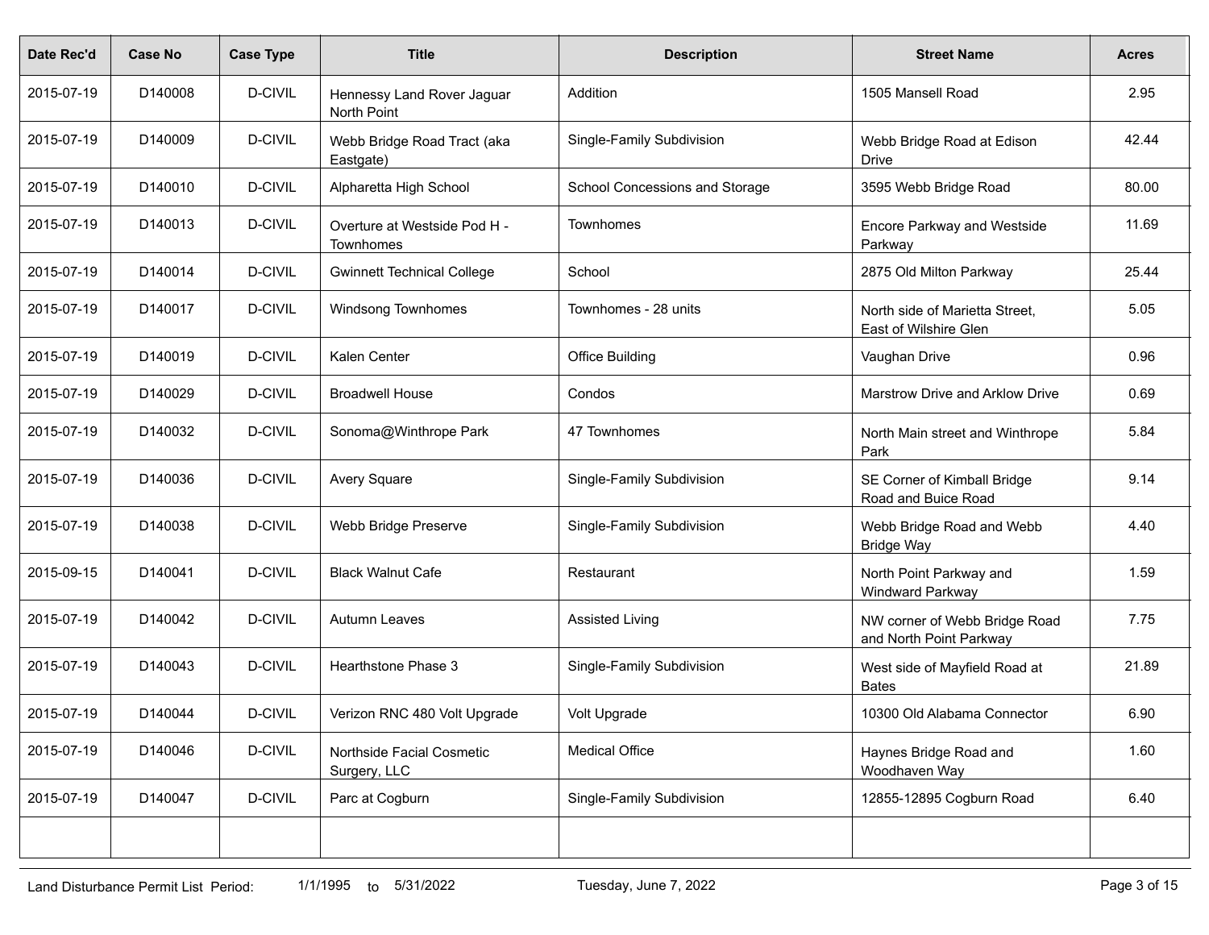| Date Rec'd | Case No | Case Type | Title | Description | Street Name | Acres |
|---|---|---|---|---|---|---|
| 2015-07-19 | D140008 | D-CIVIL | Hennessy Land Rover Jaguar North Point | Addition | 1505 Mansell Road | 2.95 |
| 2015-07-19 | D140009 | D-CIVIL | Webb Bridge Road Tract (aka Eastgate) | Single-Family Subdivision | Webb Bridge Road at Edison Drive | 42.44 |
| 2015-07-19 | D140010 | D-CIVIL | Alpharetta High School | School Concessions and Storage | 3595 Webb Bridge Road | 80.00 |
| 2015-07-19 | D140013 | D-CIVIL | Overture at Westside Pod H - Townhomes | Townhomes | Encore Parkway and Westside Parkway | 11.69 |
| 2015-07-19 | D140014 | D-CIVIL | Gwinnett Technical College | School | 2875 Old Milton Parkway | 25.44 |
| 2015-07-19 | D140017 | D-CIVIL | Windsong Townhomes | Townhomes - 28 units | North side of Marietta Street, East of Wilshire Glen | 5.05 |
| 2015-07-19 | D140019 | D-CIVIL | Kalen Center | Office Building | Vaughan Drive | 0.96 |
| 2015-07-19 | D140029 | D-CIVIL | Broadwell House | Condos | Marstrow Drive and Arklow Drive | 0.69 |
| 2015-07-19 | D140032 | D-CIVIL | Sonoma@Winthrope Park | 47 Townhomes | North Main street and Winthrope Park | 5.84 |
| 2015-07-19 | D140036 | D-CIVIL | Avery Square | Single-Family Subdivision | SE Corner of Kimball Bridge Road and Buice Road | 9.14 |
| 2015-07-19 | D140038 | D-CIVIL | Webb Bridge Preserve | Single-Family Subdivision | Webb Bridge Road and Webb Bridge Way | 4.40 |
| 2015-09-15 | D140041 | D-CIVIL | Black Walnut Cafe | Restaurant | North Point Parkway and Windward Parkway | 1.59 |
| 2015-07-19 | D140042 | D-CIVIL | Autumn Leaves | Assisted Living | NW corner of Webb Bridge Road and North Point Parkway | 7.75 |
| 2015-07-19 | D140043 | D-CIVIL | Hearthstone Phase 3 | Single-Family Subdivision | West side of Mayfield Road at Bates | 21.89 |
| 2015-07-19 | D140044 | D-CIVIL | Verizon RNC 480 Volt Upgrade | Volt Upgrade | 10300 Old Alabama Connector | 6.90 |
| 2015-07-19 | D140046 | D-CIVIL | Northside Facial Cosmetic Surgery, LLC | Medical Office | Haynes Bridge Road and Woodhaven Way | 1.60 |
| 2015-07-19 | D140047 | D-CIVIL | Parc at Cogburn | Single-Family Subdivision | 12855-12895 Cogburn Road | 6.40 |
| | | | | | | |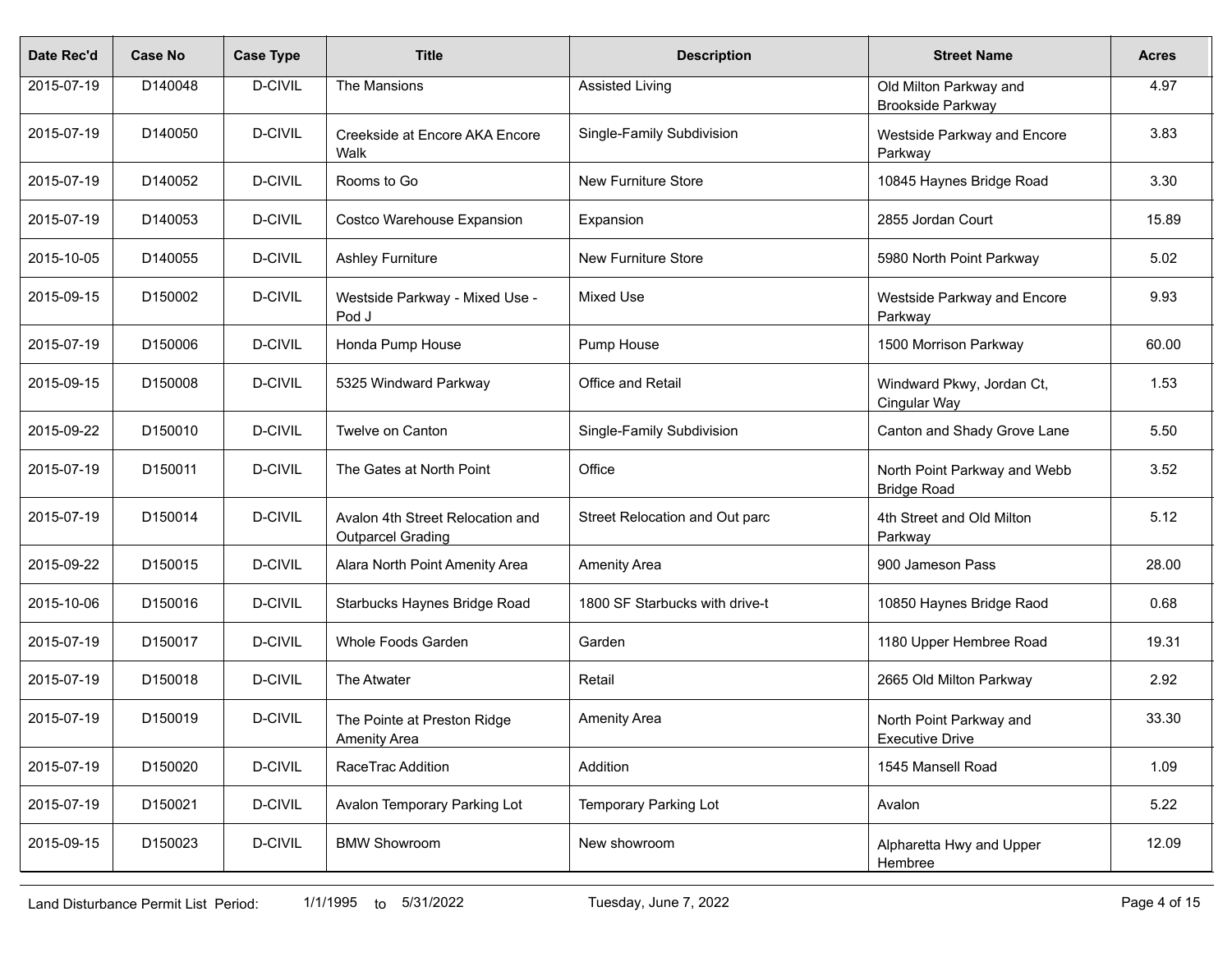| Date Rec'd | Case No | Case Type | Title | Description | Street Name | Acres |
|---|---|---|---|---|---|---|
| 2015-07-19 | D140048 | D-CIVIL | The Mansions | Assisted Living | Old Milton Parkway and Brookside Parkway | 4.97 |
| 2015-07-19 | D140050 | D-CIVIL | Creekside at Encore AKA Encore Walk | Single-Family Subdivision | Westside Parkway and Encore Parkway | 3.83 |
| 2015-07-19 | D140052 | D-CIVIL | Rooms to Go | New Furniture Store | 10845 Haynes Bridge Road | 3.30 |
| 2015-07-19 | D140053 | D-CIVIL | Costco Warehouse Expansion | Expansion | 2855 Jordan Court | 15.89 |
| 2015-10-05 | D140055 | D-CIVIL | Ashley Furniture | New Furniture Store | 5980 North Point Parkway | 5.02 |
| 2015-09-15 | D150002 | D-CIVIL | Westside Parkway - Mixed Use - Pod J | Mixed Use | Westside Parkway and Encore Parkway | 9.93 |
| 2015-07-19 | D150006 | D-CIVIL | Honda Pump House | Pump House | 1500 Morrison Parkway | 60.00 |
| 2015-09-15 | D150008 | D-CIVIL | 5325 Windward Parkway | Office and Retail | Windward Pkwy, Jordan Ct, Cingular Way | 1.53 |
| 2015-09-22 | D150010 | D-CIVIL | Twelve on Canton | Single-Family Subdivision | Canton and Shady Grove Lane | 5.50 |
| 2015-07-19 | D150011 | D-CIVIL | The Gates at North Point | Office | North Point Parkway and Webb Bridge Road | 3.52 |
| 2015-07-19 | D150014 | D-CIVIL | Avalon 4th Street Relocation and Outparcel Grading | Street Relocation and Out parc | 4th Street and Old Milton Parkway | 5.12 |
| 2015-09-22 | D150015 | D-CIVIL | Alara North Point Amenity Area | Amenity Area | 900 Jameson Pass | 28.00 |
| 2015-10-06 | D150016 | D-CIVIL | Starbucks Haynes Bridge Road | 1800 SF Starbucks with drive-t | 10850 Haynes Bridge Raod | 0.68 |
| 2015-07-19 | D150017 | D-CIVIL | Whole Foods Garden | Garden | 1180 Upper Hembree Road | 19.31 |
| 2015-07-19 | D150018 | D-CIVIL | The Atwater | Retail | 2665 Old Milton Parkway | 2.92 |
| 2015-07-19 | D150019 | D-CIVIL | The Pointe at Preston Ridge Amenity Area | Amenity Area | North Point Parkway and Executive Drive | 33.30 |
| 2015-07-19 | D150020 | D-CIVIL | RaceTrac Addition | Addition | 1545 Mansell Road | 1.09 |
| 2015-07-19 | D150021 | D-CIVIL | Avalon Temporary Parking Lot | Temporary Parking Lot | Avalon | 5.22 |
| 2015-09-15 | D150023 | D-CIVIL | BMW Showroom | New showroom | Alpharetta Hwy and Upper Hembree | 12.09 |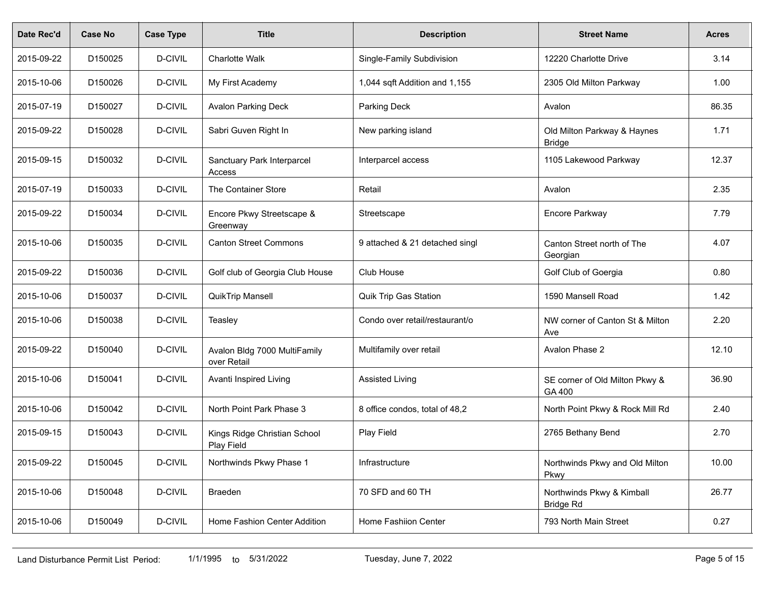| Date Rec'd | Case No | Case Type | Title | Description | Street Name | Acres |
|---|---|---|---|---|---|---|
| 2015-09-22 | D150025 | D-CIVIL | Charlotte Walk | Single-Family Subdivision | 12220 Charlotte Drive | 3.14 |
| 2015-10-06 | D150026 | D-CIVIL | My First Academy | 1,044 sqft Addition and 1,155 | 2305 Old Milton Parkway | 1.00 |
| 2015-07-19 | D150027 | D-CIVIL | Avalon Parking Deck | Parking Deck | Avalon | 86.35 |
| 2015-09-22 | D150028 | D-CIVIL | Sabri Guven Right In | New parking island | Old Milton Parkway & Haynes Bridge | 1.71 |
| 2015-09-15 | D150032 | D-CIVIL | Sanctuary Park Interparcel Access | Interparcel access | 1105 Lakewood Parkway | 12.37 |
| 2015-07-19 | D150033 | D-CIVIL | The Container Store | Retail | Avalon | 2.35 |
| 2015-09-22 | D150034 | D-CIVIL | Encore Pkwy Streetscape & Greenway | Streetscape | Encore Parkway | 7.79 |
| 2015-10-06 | D150035 | D-CIVIL | Canton Street Commons | 9 attached & 21 detached singl | Canton Street north of The Georgian | 4.07 |
| 2015-09-22 | D150036 | D-CIVIL | Golf club of Georgia Club House | Club House | Golf Club of Goergia | 0.80 |
| 2015-10-06 | D150037 | D-CIVIL | QuikTrip Mansell | Quik Trip Gas Station | 1590 Mansell Road | 1.42 |
| 2015-10-06 | D150038 | D-CIVIL | Teasley | Condo over retail/restaurant/o | NW corner of Canton St & Milton Ave | 2.20 |
| 2015-09-22 | D150040 | D-CIVIL | Avalon Bldg 7000 MultiFamily over Retail | Multifamily over retail | Avalon Phase 2 | 12.10 |
| 2015-10-06 | D150041 | D-CIVIL | Avanti Inspired Living | Assisted Living | SE corner of Old Milton Pkwy & GA 400 | 36.90 |
| 2015-10-06 | D150042 | D-CIVIL | North Point Park Phase 3 | 8 office condos, total of 48,2 | North Point Pkwy & Rock Mill Rd | 2.40 |
| 2015-09-15 | D150043 | D-CIVIL | Kings Ridge Christian School Play Field | Play Field | 2765 Bethany Bend | 2.70 |
| 2015-09-22 | D150045 | D-CIVIL | Northwinds Pkwy Phase 1 | Infrastructure | Northwinds Pkwy and Old Milton Pkwy | 10.00 |
| 2015-10-06 | D150048 | D-CIVIL | Braeden | 70 SFD and 60 TH | Northwinds Pkwy & Kimball Bridge Rd | 26.77 |
| 2015-10-06 | D150049 | D-CIVIL | Home Fashion Center Addition | Home Fashiion Center | 793 North Main Street | 0.27 |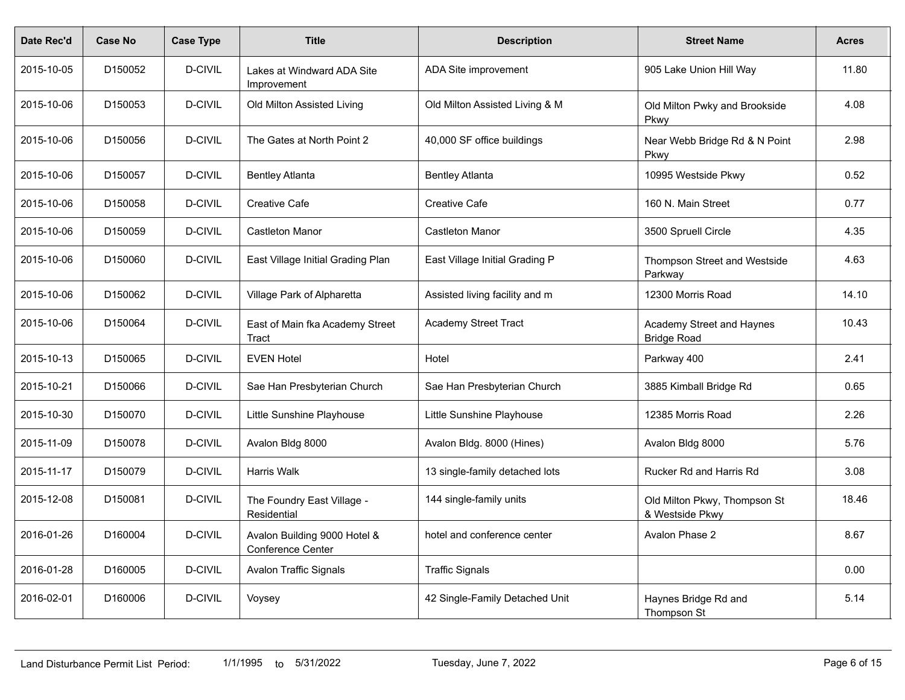| Date Rec'd | Case No | Case Type | Title | Description | Street Name | Acres |
|---|---|---|---|---|---|---|
| 2015-10-05 | D150052 | D-CIVIL | Lakes at Windward ADA Site Improvement | ADA Site improvement | 905 Lake Union Hill Way | 11.80 |
| 2015-10-06 | D150053 | D-CIVIL | Old Milton Assisted Living | Old Milton Assisted Living & M | Old Milton Pwky and Brookside Pkwy | 4.08 |
| 2015-10-06 | D150056 | D-CIVIL | The Gates at North Point 2 | 40,000 SF office buildings | Near Webb Bridge Rd & N Point Pkwy | 2.98 |
| 2015-10-06 | D150057 | D-CIVIL | Bentley Atlanta | Bentley Atlanta | 10995 Westside Pkwy | 0.52 |
| 2015-10-06 | D150058 | D-CIVIL | Creative Cafe | Creative Cafe | 160 N. Main Street | 0.77 |
| 2015-10-06 | D150059 | D-CIVIL | Castleton Manor | Castleton Manor | 3500 Spruell Circle | 4.35 |
| 2015-10-06 | D150060 | D-CIVIL | East Village Initial Grading Plan | East Village Initial Grading P | Thompson Street and Westside Parkway | 4.63 |
| 2015-10-06 | D150062 | D-CIVIL | Village Park of Alpharetta | Assisted living facility and m | 12300 Morris Road | 14.10 |
| 2015-10-06 | D150064 | D-CIVIL | East of Main fka Academy Street Tract | Academy Street Tract | Academy Street and Haynes Bridge Road | 10.43 |
| 2015-10-13 | D150065 | D-CIVIL | EVEN Hotel | Hotel | Parkway 400 | 2.41 |
| 2015-10-21 | D150066 | D-CIVIL | Sae Han Presbyterian Church | Sae Han Presbyterian Church | 3885 Kimball Bridge Rd | 0.65 |
| 2015-10-30 | D150070 | D-CIVIL | Little Sunshine Playhouse | Little Sunshine Playhouse | 12385 Morris Road | 2.26 |
| 2015-11-09 | D150078 | D-CIVIL | Avalon Bldg 8000 | Avalon Bldg. 8000 (Hines) | Avalon Bldg 8000 | 5.76 |
| 2015-11-17 | D150079 | D-CIVIL | Harris Walk | 13 single-family detached lots | Rucker Rd and Harris Rd | 3.08 |
| 2015-12-08 | D150081 | D-CIVIL | The Foundry East Village - Residential | 144 single-family units | Old Milton Pkwy, Thompson St & Westside Pkwy | 18.46 |
| 2016-01-26 | D160004 | D-CIVIL | Avalon Building 9000 Hotel & Conference Center | hotel and conference center | Avalon Phase 2 | 8.67 |
| 2016-01-28 | D160005 | D-CIVIL | Avalon Traffic Signals | Traffic Signals | | 0.00 |
| 2016-02-01 | D160006 | D-CIVIL | Voysey | 42 Single-Family Detached Unit | Haynes Bridge Rd and Thompson St | 5.14 |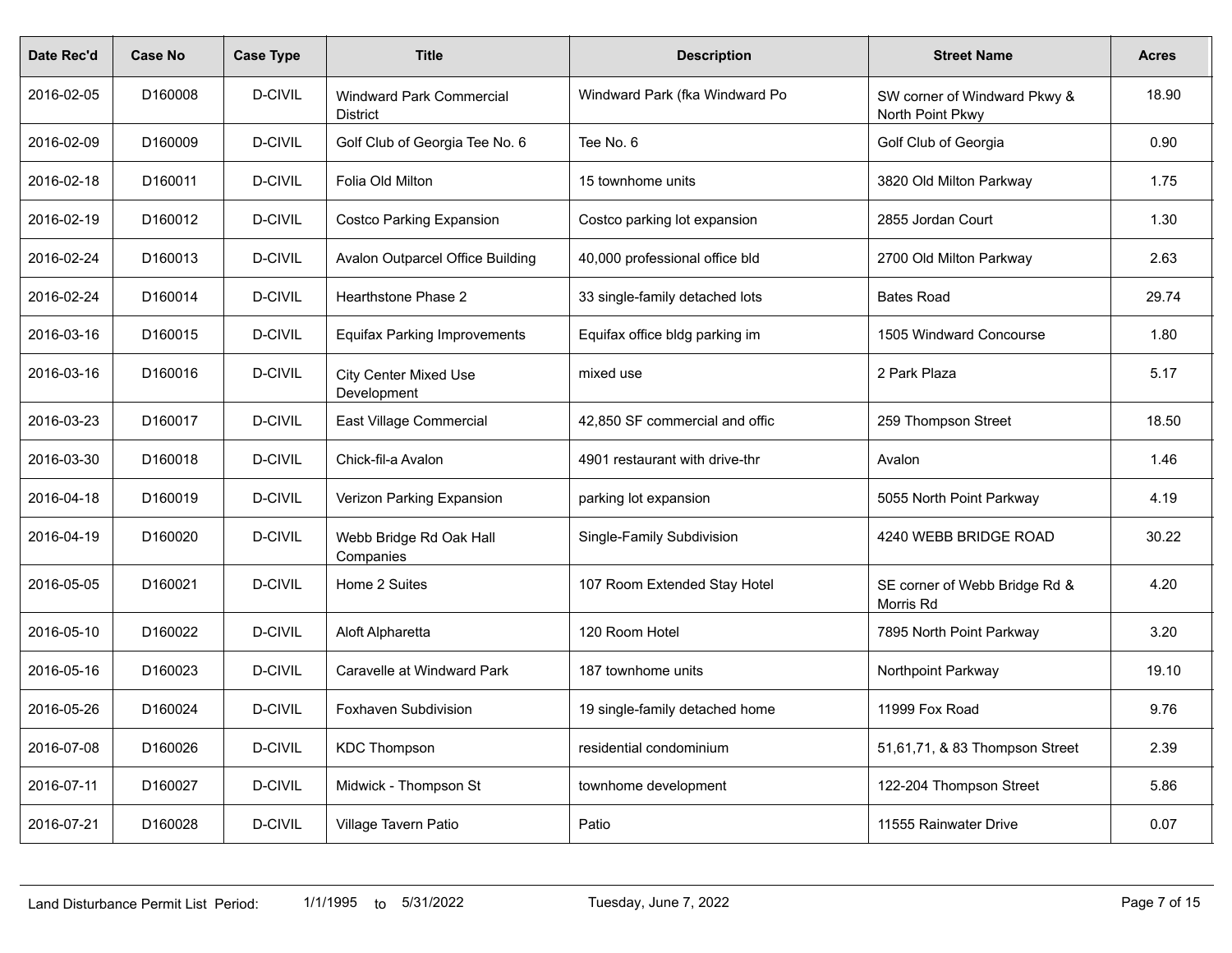| Date Rec'd | Case No | Case Type | Title | Description | Street Name | Acres |
|---|---|---|---|---|---|---|
| 2016-02-05 | D160008 | D-CIVIL | Windward Park Commercial District | Windward Park (fka Windward Po | SW corner of Windward Pkwy & North Point Pkwy | 18.90 |
| 2016-02-09 | D160009 | D-CIVIL | Golf Club of Georgia Tee No. 6 | Tee No. 6 | Golf Club of Georgia | 0.90 |
| 2016-02-18 | D160011 | D-CIVIL | Folia Old Milton | 15 townhome units | 3820 Old Milton Parkway | 1.75 |
| 2016-02-19 | D160012 | D-CIVIL | Costco Parking Expansion | Costco parking lot expansion | 2855 Jordan Court | 1.30 |
| 2016-02-24 | D160013 | D-CIVIL | Avalon Outparcel Office Building | 40,000 professional office bld | 2700 Old Milton Parkway | 2.63 |
| 2016-02-24 | D160014 | D-CIVIL | Hearthstone Phase 2 | 33 single-family detached lots | Bates Road | 29.74 |
| 2016-03-16 | D160015 | D-CIVIL | Equifax Parking Improvements | Equifax office bldg parking im | 1505 Windward Concourse | 1.80 |
| 2016-03-16 | D160016 | D-CIVIL | City Center Mixed Use Development | mixed use | 2 Park Plaza | 5.17 |
| 2016-03-23 | D160017 | D-CIVIL | East Village Commercial | 42,850 SF commercial and offic | 259 Thompson Street | 18.50 |
| 2016-03-30 | D160018 | D-CIVIL | Chick-fil-a Avalon | 4901 restaurant with drive-thr | Avalon | 1.46 |
| 2016-04-18 | D160019 | D-CIVIL | Verizon Parking Expansion | parking lot expansion | 5055 North Point Parkway | 4.19 |
| 2016-04-19 | D160020 | D-CIVIL | Webb Bridge Rd Oak Hall Companies | Single-Family Subdivision | 4240 WEBB BRIDGE ROAD | 30.22 |
| 2016-05-05 | D160021 | D-CIVIL | Home 2 Suites | 107 Room Extended Stay Hotel | SE corner of Webb Bridge Rd & Morris Rd | 4.20 |
| 2016-05-10 | D160022 | D-CIVIL | Aloft Alpharetta | 120 Room Hotel | 7895 North Point Parkway | 3.20 |
| 2016-05-16 | D160023 | D-CIVIL | Caravelle at Windward Park | 187 townhome units | Northpoint Parkway | 19.10 |
| 2016-05-26 | D160024 | D-CIVIL | Foxhaven Subdivision | 19 single-family detached home | 11999 Fox Road | 9.76 |
| 2016-07-08 | D160026 | D-CIVIL | KDC Thompson | residential condominium | 51,61,71, & 83 Thompson Street | 2.39 |
| 2016-07-11 | D160027 | D-CIVIL | Midwick - Thompson St | townhome development | 122-204 Thompson Street | 5.86 |
| 2016-07-21 | D160028 | D-CIVIL | Village Tavern Patio | Patio | 11555 Rainwater Drive | 0.07 |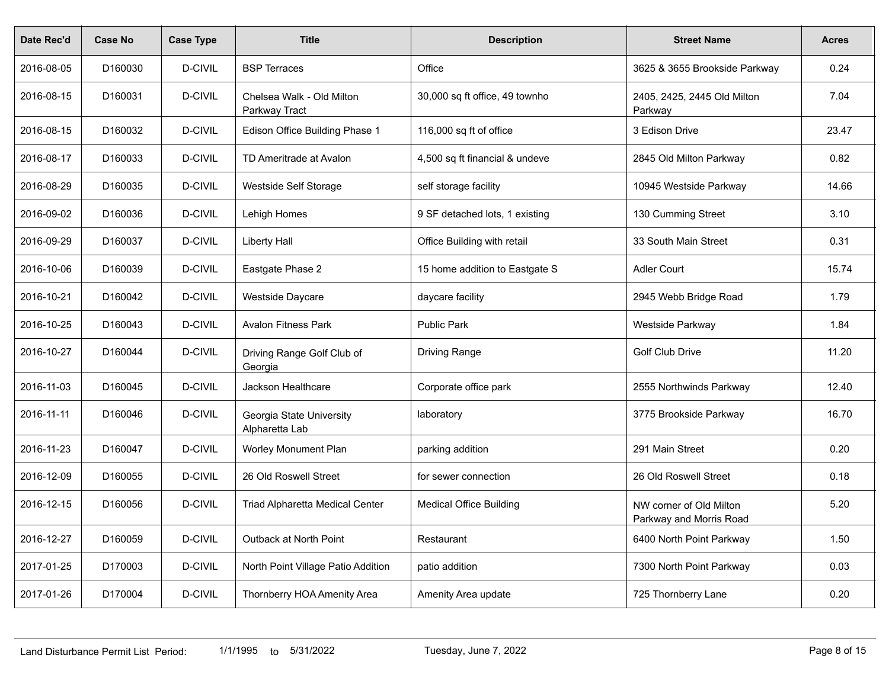| Date Rec'd | Case No | Case Type | Title | Description | Street Name | Acres |
|---|---|---|---|---|---|---|
| 2016-08-05 | D160030 | D-CIVIL | BSP Terraces | Office | 3625 & 3655 Brookside Parkway | 0.24 |
| 2016-08-15 | D160031 | D-CIVIL | Chelsea Walk - Old Milton Parkway Tract | 30,000 sq ft office, 49 townho | 2405, 2425, 2445 Old Milton Parkway | 7.04 |
| 2016-08-15 | D160032 | D-CIVIL | Edison Office Building Phase 1 | 116,000 sq ft of office | 3 Edison Drive | 23.47 |
| 2016-08-17 | D160033 | D-CIVIL | TD Ameritrade at Avalon | 4,500 sq ft financial & undeve | 2845 Old Milton Parkway | 0.82 |
| 2016-08-29 | D160035 | D-CIVIL | Westside Self Storage | self storage facility | 10945 Westside Parkway | 14.66 |
| 2016-09-02 | D160036 | D-CIVIL | Lehigh Homes | 9 SF detached lots, 1 existing | 130 Cumming Street | 3.10 |
| 2016-09-29 | D160037 | D-CIVIL | Liberty Hall | Office Building with retail | 33 South Main Street | 0.31 |
| 2016-10-06 | D160039 | D-CIVIL | Eastgate Phase 2 | 15 home addition to Eastgate S | Adler Court | 15.74 |
| 2016-10-21 | D160042 | D-CIVIL | Westside Daycare | daycare facility | 2945 Webb Bridge Road | 1.79 |
| 2016-10-25 | D160043 | D-CIVIL | Avalon Fitness Park | Public Park | Westside Parkway | 1.84 |
| 2016-10-27 | D160044 | D-CIVIL | Driving Range Golf Club of Georgia | Driving Range | Golf Club Drive | 11.20 |
| 2016-11-03 | D160045 | D-CIVIL | Jackson Healthcare | Corporate office park | 2555 Northwinds Parkway | 12.40 |
| 2016-11-11 | D160046 | D-CIVIL | Georgia State University Alpharetta Lab | laboratory | 3775 Brookside Parkway | 16.70 |
| 2016-11-23 | D160047 | D-CIVIL | Worley Monument Plan | parking addition | 291 Main Street | 0.20 |
| 2016-12-09 | D160055 | D-CIVIL | 26 Old Roswell Street | for sewer connection | 26 Old Roswell Street | 0.18 |
| 2016-12-15 | D160056 | D-CIVIL | Triad Alpharetta Medical Center | Medical Office Building | NW corner of Old Milton Parkway and Morris Road | 5.20 |
| 2016-12-27 | D160059 | D-CIVIL | Outback at North Point | Restaurant | 6400 North Point Parkway | 1.50 |
| 2017-01-25 | D170003 | D-CIVIL | North Point Village Patio Addition | patio addition | 7300 North Point Parkway | 0.03 |
| 2017-01-26 | D170004 | D-CIVIL | Thornberry HOA Amenity Area | Amenity Area update | 725 Thornberry Lane | 0.20 |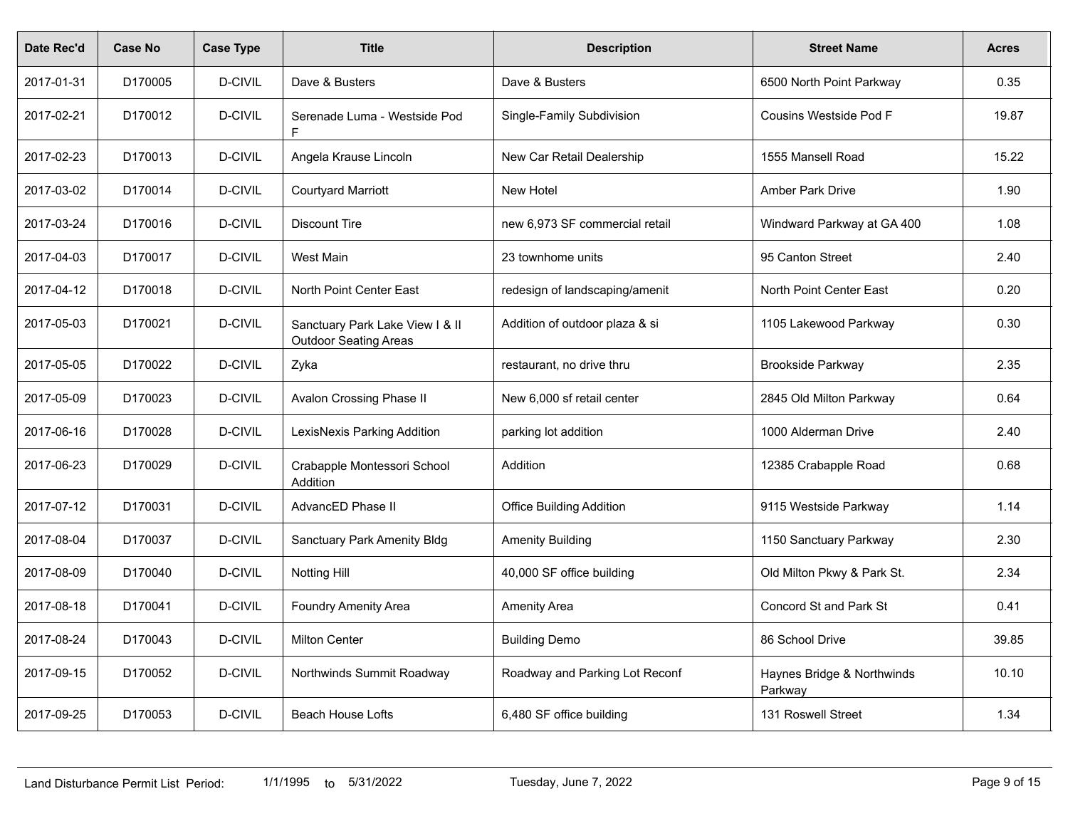| Date Rec'd | Case No | Case Type | Title | Description | Street Name | Acres |
|---|---|---|---|---|---|---|
| 2017-01-31 | D170005 | D-CIVIL | Dave & Busters | Dave & Busters | 6500 North Point Parkway | 0.35 |
| 2017-02-21 | D170012 | D-CIVIL | Serenade Luma - Westside Pod F | Single-Family Subdivision | Cousins Westside Pod F | 19.87 |
| 2017-02-23 | D170013 | D-CIVIL | Angela Krause Lincoln | New Car Retail Dealership | 1555 Mansell Road | 15.22 |
| 2017-03-02 | D170014 | D-CIVIL | Courtyard Marriott | New Hotel | Amber Park Drive | 1.90 |
| 2017-03-24 | D170016 | D-CIVIL | Discount Tire | new 6,973 SF commercial retail | Windward Parkway at GA 400 | 1.08 |
| 2017-04-03 | D170017 | D-CIVIL | West Main | 23 townhome units | 95 Canton Street | 2.40 |
| 2017-04-12 | D170018 | D-CIVIL | North Point Center East | redesign of landscaping/amenit | North Point Center East | 0.20 |
| 2017-05-03 | D170021 | D-CIVIL | Sanctuary Park Lake View I & II Outdoor Seating Areas | Addition of outdoor plaza & si | 1105 Lakewood Parkway | 0.30 |
| 2017-05-05 | D170022 | D-CIVIL | Zyka | restaurant, no drive thru | Brookside Parkway | 2.35 |
| 2017-05-09 | D170023 | D-CIVIL | Avalon Crossing Phase II | New 6,000 sf retail center | 2845 Old Milton Parkway | 0.64 |
| 2017-06-16 | D170028 | D-CIVIL | LexisNexis Parking Addition | parking lot addition | 1000 Alderman Drive | 2.40 |
| 2017-06-23 | D170029 | D-CIVIL | Crabapple Montessori School Addition | Addition | 12385 Crabapple Road | 0.68 |
| 2017-07-12 | D170031 | D-CIVIL | AdvancED Phase II | Office Building Addition | 9115 Westside Parkway | 1.14 |
| 2017-08-04 | D170037 | D-CIVIL | Sanctuary Park Amenity Bldg | Amenity Building | 1150 Sanctuary Parkway | 2.30 |
| 2017-08-09 | D170040 | D-CIVIL | Notting Hill | 40,000 SF office building | Old Milton Pkwy & Park St. | 2.34 |
| 2017-08-18 | D170041 | D-CIVIL | Foundry Amenity Area | Amenity Area | Concord St and Park St | 0.41 |
| 2017-08-24 | D170043 | D-CIVIL | Milton Center | Building Demo | 86 School Drive | 39.85 |
| 2017-09-15 | D170052 | D-CIVIL | Northwinds Summit Roadway | Roadway and Parking Lot Reconf | Haynes Bridge & Northwinds Parkway | 10.10 |
| 2017-09-25 | D170053 | D-CIVIL | Beach House Lofts | 6,480 SF office building | 131 Roswell Street | 1.34 |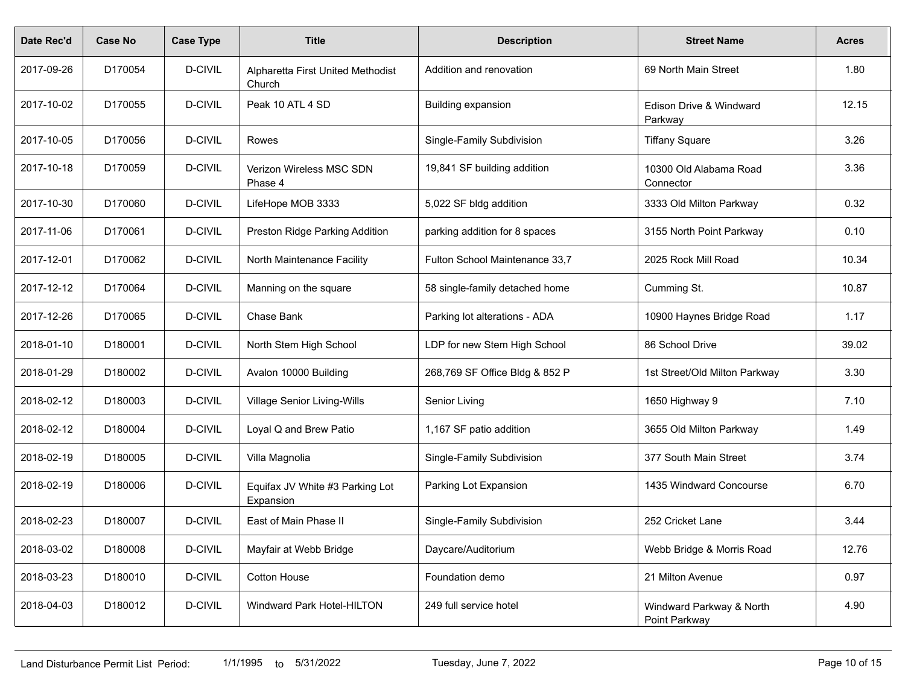| Date Rec'd | Case No | Case Type | Title | Description | Street Name | Acres |
|---|---|---|---|---|---|---|
| 2017-09-26 | D170054 | D-CIVIL | Alpharetta First United Methodist Church | Addition and renovation | 69 North Main Street | 1.80 |
| 2017-10-02 | D170055 | D-CIVIL | Peak 10 ATL 4 SD | Building expansion | Edison Drive & Windward Parkway | 12.15 |
| 2017-10-05 | D170056 | D-CIVIL | Rowes | Single-Family Subdivision | Tiffany Square | 3.26 |
| 2017-10-18 | D170059 | D-CIVIL | Verizon Wireless MSC SDN Phase 4 | 19,841 SF building addition | 10300 Old Alabama Road Connector | 3.36 |
| 2017-10-30 | D170060 | D-CIVIL | LifeHope MOB 3333 | 5,022 SF bldg addition | 3333 Old Milton Parkway | 0.32 |
| 2017-11-06 | D170061 | D-CIVIL | Preston Ridge Parking Addition | parking addition for 8 spaces | 3155 North Point Parkway | 0.10 |
| 2017-12-01 | D170062 | D-CIVIL | North Maintenance Facility | Fulton School Maintenance 33,7 | 2025 Rock Mill Road | 10.34 |
| 2017-12-12 | D170064 | D-CIVIL | Manning on the square | 58 single-family detached home | Cumming St. | 10.87 |
| 2017-12-26 | D170065 | D-CIVIL | Chase Bank | Parking lot alterations - ADA | 10900 Haynes Bridge Road | 1.17 |
| 2018-01-10 | D180001 | D-CIVIL | North Stem High School | LDP for new Stem High School | 86 School Drive | 39.02 |
| 2018-01-29 | D180002 | D-CIVIL | Avalon 10000 Building | 268,769 SF Office Bldg & 852 P | 1st Street/Old Milton Parkway | 3.30 |
| 2018-02-12 | D180003 | D-CIVIL | Village Senior Living-Wills | Senior Living | 1650 Highway 9 | 7.10 |
| 2018-02-12 | D180004 | D-CIVIL | Loyal Q and Brew Patio | 1,167 SF patio addition | 3655 Old Milton Parkway | 1.49 |
| 2018-02-19 | D180005 | D-CIVIL | Villa Magnolia | Single-Family Subdivision | 377 South Main Street | 3.74 |
| 2018-02-19 | D180006 | D-CIVIL | Equifax JV White #3 Parking Lot Expansion | Parking Lot Expansion | 1435 Windward Concourse | 6.70 |
| 2018-02-23 | D180007 | D-CIVIL | East of Main Phase II | Single-Family Subdivision | 252 Cricket Lane | 3.44 |
| 2018-03-02 | D180008 | D-CIVIL | Mayfair at Webb Bridge | Daycare/Auditorium | Webb Bridge & Morris Road | 12.76 |
| 2018-03-23 | D180010 | D-CIVIL | Cotton House | Foundation demo | 21 Milton Avenue | 0.97 |
| 2018-04-03 | D180012 | D-CIVIL | Windward Park Hotel-HILTON | 249 full service hotel | Windward Parkway & North Point Parkway | 4.90 |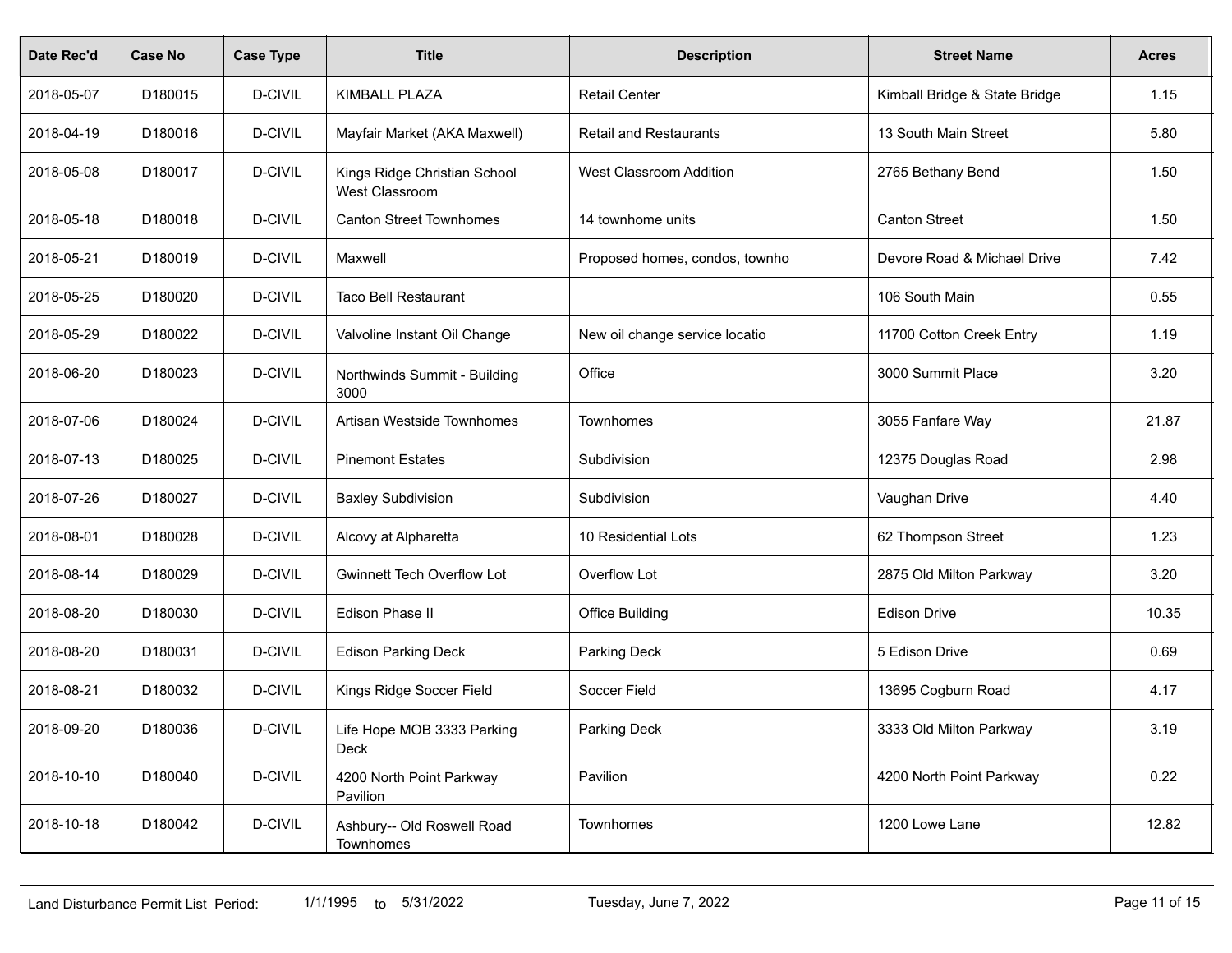| Date Rec'd | Case No | Case Type | Title | Description | Street Name | Acres |
|---|---|---|---|---|---|---|
| 2018-05-07 | D180015 | D-CIVIL | KIMBALL PLAZA | Retail Center | Kimball Bridge & State Bridge | 1.15 |
| 2018-04-19 | D180016 | D-CIVIL | Mayfair Market (AKA Maxwell) | Retail and Restaurants | 13 South Main Street | 5.80 |
| 2018-05-08 | D180017 | D-CIVIL | Kings Ridge Christian School West Classroom | West Classroom Addition | 2765 Bethany Bend | 1.50 |
| 2018-05-18 | D180018 | D-CIVIL | Canton Street Townhomes | 14 townhome units | Canton Street | 1.50 |
| 2018-05-21 | D180019 | D-CIVIL | Maxwell | Proposed homes, condos, townho | Devore Road & Michael Drive | 7.42 |
| 2018-05-25 | D180020 | D-CIVIL | Taco Bell Restaurant | | 106 South Main | 0.55 |
| 2018-05-29 | D180022 | D-CIVIL | Valvoline Instant Oil Change | New oil change service locatio | 11700 Cotton Creek Entry | 1.19 |
| 2018-06-20 | D180023 | D-CIVIL | Northwinds Summit - Building 3000 | Office | 3000 Summit Place | 3.20 |
| 2018-07-06 | D180024 | D-CIVIL | Artisan Westside Townhomes | Townhomes | 3055 Fanfare Way | 21.87 |
| 2018-07-13 | D180025 | D-CIVIL | Pinemont Estates | Subdivision | 12375 Douglas Road | 2.98 |
| 2018-07-26 | D180027 | D-CIVIL | Baxley Subdivision | Subdivision | Vaughan Drive | 4.40 |
| 2018-08-01 | D180028 | D-CIVIL | Alcovy at Alpharetta | 10 Residential Lots | 62 Thompson Street | 1.23 |
| 2018-08-14 | D180029 | D-CIVIL | Gwinnett Tech Overflow Lot | Overflow Lot | 2875 Old Milton Parkway | 3.20 |
| 2018-08-20 | D180030 | D-CIVIL | Edison Phase II | Office Building | Edison Drive | 10.35 |
| 2018-08-20 | D180031 | D-CIVIL | Edison Parking Deck | Parking Deck | 5 Edison Drive | 0.69 |
| 2018-08-21 | D180032 | D-CIVIL | Kings Ridge Soccer Field | Soccer Field | 13695 Cogburn Road | 4.17 |
| 2018-09-20 | D180036 | D-CIVIL | Life Hope MOB 3333 Parking Deck | Parking Deck | 3333 Old Milton Parkway | 3.19 |
| 2018-10-10 | D180040 | D-CIVIL | 4200 North Point Parkway Pavilion | Pavilion | 4200 North Point Parkway | 0.22 |
| 2018-10-18 | D180042 | D-CIVIL | Ashbury-- Old Roswell Road Townhomes | Townhomes | 1200 Lowe Lane | 12.82 |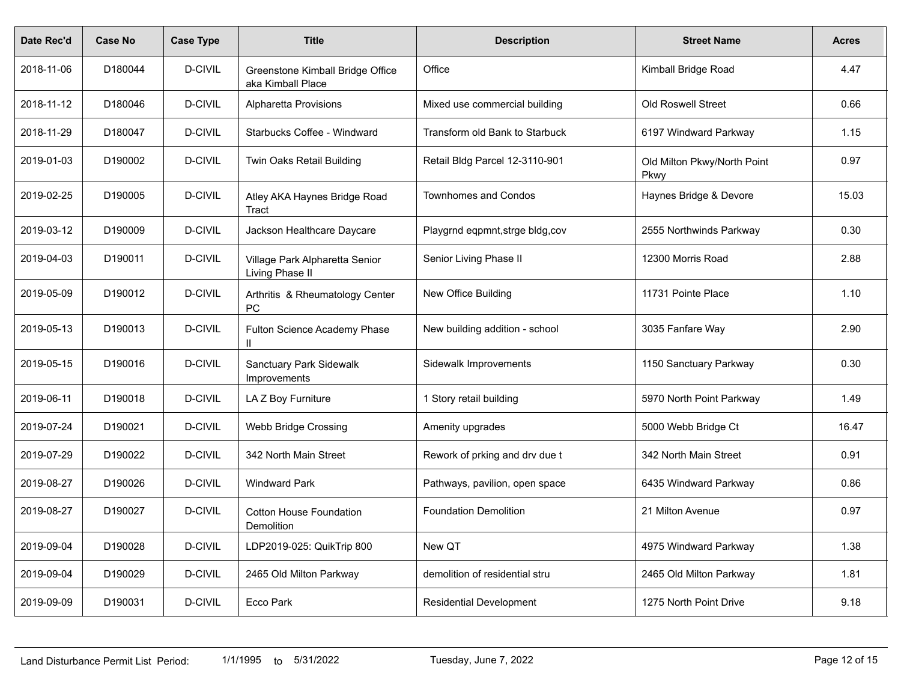| Date Rec'd | Case No | Case Type | Title | Description | Street Name | Acres |
|---|---|---|---|---|---|---|
| 2018-11-06 | D180044 | D-CIVIL | Greenstone Kimball Bridge Office aka Kimball Place | Office | Kimball Bridge Road | 4.47 |
| 2018-11-12 | D180046 | D-CIVIL | Alpharetta Provisions | Mixed use commercial building | Old Roswell Street | 0.66 |
| 2018-11-29 | D180047 | D-CIVIL | Starbucks Coffee - Windward | Transform old Bank to Starbuck | 6197 Windward Parkway | 1.15 |
| 2019-01-03 | D190002 | D-CIVIL | Twin Oaks Retail Building | Retail Bldg Parcel 12-3110-901 | Old Milton Pkwy/North Point Pkwy | 0.97 |
| 2019-02-25 | D190005 | D-CIVIL | Atley AKA Haynes Bridge Road Tract | Townhomes and Condos | Haynes Bridge & Devore | 15.03 |
| 2019-03-12 | D190009 | D-CIVIL | Jackson Healthcare Daycare | Playgrnd eqpmnt,strge bldg,cov | 2555 Northwinds Parkway | 0.30 |
| 2019-04-03 | D190011 | D-CIVIL | Village Park Alpharetta Senior Living Phase II | Senior Living Phase II | 12300 Morris Road | 2.88 |
| 2019-05-09 | D190012 | D-CIVIL | Arthritis & Rheumatology Center PC | New Office Building | 11731 Pointe Place | 1.10 |
| 2019-05-13 | D190013 | D-CIVIL | Fulton Science Academy Phase II | New building addition - school | 3035 Fanfare Way | 2.90 |
| 2019-05-15 | D190016 | D-CIVIL | Sanctuary Park Sidewalk Improvements | Sidewalk Improvements | 1150 Sanctuary Parkway | 0.30 |
| 2019-06-11 | D190018 | D-CIVIL | LA Z Boy Furniture | 1 Story retail building | 5970 North Point Parkway | 1.49 |
| 2019-07-24 | D190021 | D-CIVIL | Webb Bridge Crossing | Amenity upgrades | 5000 Webb Bridge Ct | 16.47 |
| 2019-07-29 | D190022 | D-CIVIL | 342 North Main Street | Rework of prking and drv due t | 342 North Main Street | 0.91 |
| 2019-08-27 | D190026 | D-CIVIL | Windward Park | Pathways, pavilion, open space | 6435 Windward Parkway | 0.86 |
| 2019-08-27 | D190027 | D-CIVIL | Cotton House Foundation Demolition | Foundation Demolition | 21 Milton Avenue | 0.97 |
| 2019-09-04 | D190028 | D-CIVIL | LDP2019-025: QuikTrip 800 | New QT | 4975 Windward Parkway | 1.38 |
| 2019-09-04 | D190029 | D-CIVIL | 2465 Old Milton Parkway | demolition of residential stru | 2465 Old Milton Parkway | 1.81 |
| 2019-09-09 | D190031 | D-CIVIL | Ecco Park | Residential Development | 1275 North Point Drive | 9.18 |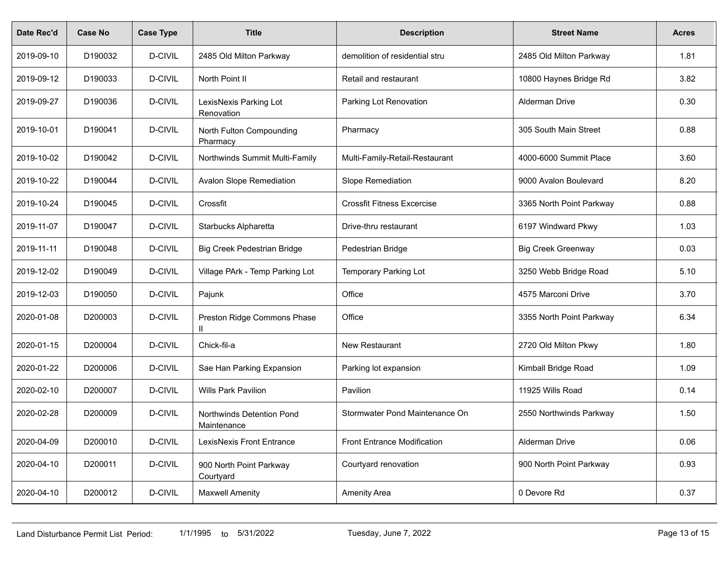| Date Rec'd | Case No | Case Type | Title | Description | Street Name | Acres |
|---|---|---|---|---|---|---|
| 2019-09-10 | D190032 | D-CIVIL | 2485 Old Milton Parkway | demolition of residential stru | 2485 Old Milton Parkway | 1.81 |
| 2019-09-12 | D190033 | D-CIVIL | North Point II | Retail and restaurant | 10800 Haynes Bridge Rd | 3.82 |
| 2019-09-27 | D190036 | D-CIVIL | LexisNexis Parking Lot Renovation | Parking Lot Renovation | Alderman Drive | 0.30 |
| 2019-10-01 | D190041 | D-CIVIL | North Fulton Compounding Pharmacy | Pharmacy | 305 South Main Street | 0.88 |
| 2019-10-02 | D190042 | D-CIVIL | Northwinds Summit Multi-Family | Multi-Family-Retail-Restaurant | 4000-6000 Summit Place | 3.60 |
| 2019-10-22 | D190044 | D-CIVIL | Avalon Slope Remediation | Slope Remediation | 9000 Avalon Boulevard | 8.20 |
| 2019-10-24 | D190045 | D-CIVIL | Crossfit | Crossfit Fitness Excercise | 3365 North Point Parkway | 0.88 |
| 2019-11-07 | D190047 | D-CIVIL | Starbucks Alpharetta | Drive-thru restaurant | 6197 Windward Pkwy | 1.03 |
| 2019-11-11 | D190048 | D-CIVIL | Big Creek Pedestrian Bridge | Pedestrian Bridge | Big Creek Greenway | 0.03 |
| 2019-12-02 | D190049 | D-CIVIL | Village PArk - Temp Parking Lot | Temporary Parking Lot | 3250 Webb Bridge Road | 5.10 |
| 2019-12-03 | D190050 | D-CIVIL | Pajunk | Office | 4575 Marconi Drive | 3.70 |
| 2020-01-08 | D200003 | D-CIVIL | Preston Ridge Commons Phase II | Office | 3355 North Point Parkway | 6.34 |
| 2020-01-15 | D200004 | D-CIVIL | Chick-fil-a | New Restaurant | 2720 Old Milton Pkwy | 1.80 |
| 2020-01-22 | D200006 | D-CIVIL | Sae Han Parking Expansion | Parking lot expansion | Kimball Bridge Road | 1.09 |
| 2020-02-10 | D200007 | D-CIVIL | Wills Park Pavilion | Pavilion | 11925 Wills Road | 0.14 |
| 2020-02-28 | D200009 | D-CIVIL | Northwinds Detention Pond Maintenance | Stormwater Pond Maintenance On | 2550 Northwinds Parkway | 1.50 |
| 2020-04-09 | D200010 | D-CIVIL | LexisNexis Front Entrance | Front Entrance Modification | Alderman Drive | 0.06 |
| 2020-04-10 | D200011 | D-CIVIL | 900 North Point Parkway Courtyard | Courtyard renovation | 900 North Point Parkway | 0.93 |
| 2020-04-10 | D200012 | D-CIVIL | Maxwell Amenity | Amenity Area | 0 Devore Rd | 0.37 |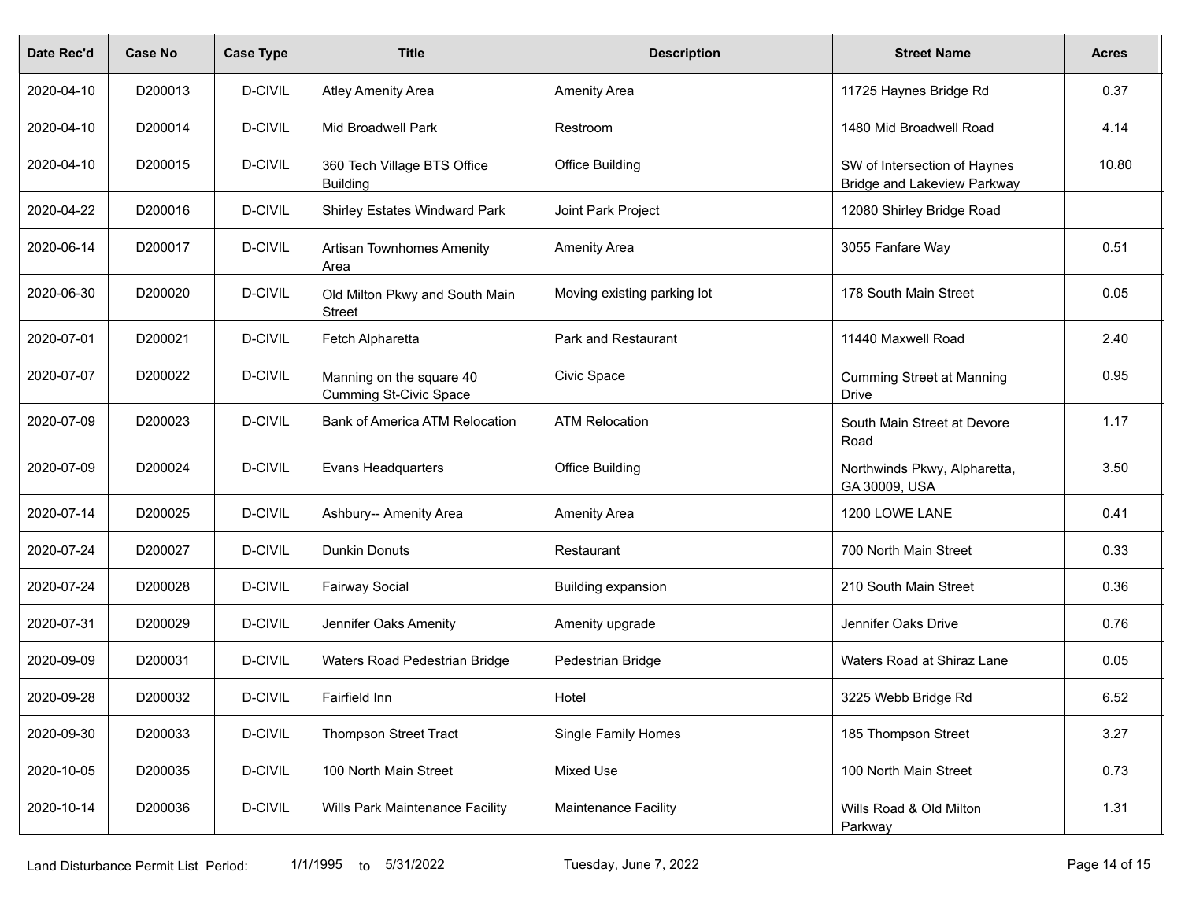| Date Rec'd | Case No | Case Type | Title | Description | Street Name | Acres |
|---|---|---|---|---|---|---|
| 2020-04-10 | D200013 | D-CIVIL | Atley Amenity Area | Amenity Area | 11725 Haynes Bridge Rd | 0.37 |
| 2020-04-10 | D200014 | D-CIVIL | Mid Broadwell Park | Restroom | 1480 Mid Broadwell Road | 4.14 |
| 2020-04-10 | D200015 | D-CIVIL | 360 Tech Village BTS Office Building | Office Building | SW of Intersection of Haynes Bridge and Lakeview Parkway | 10.80 |
| 2020-04-22 | D200016 | D-CIVIL | Shirley Estates Windward Park | Joint Park Project | 12080 Shirley Bridge Road | |
| 2020-06-14 | D200017 | D-CIVIL | Artisan Townhomes Amenity Area | Amenity Area | 3055 Fanfare Way | 0.51 |
| 2020-06-30 | D200020 | D-CIVIL | Old Milton Pkwy and South Main Street | Moving existing parking lot | 178 South Main Street | 0.05 |
| 2020-07-01 | D200021 | D-CIVIL | Fetch Alpharetta | Park and Restaurant | 11440 Maxwell Road | 2.40 |
| 2020-07-07 | D200022 | D-CIVIL | Manning on the square 40 Cumming St-Civic Space | Civic Space | Cumming Street at Manning Drive | 0.95 |
| 2020-07-09 | D200023 | D-CIVIL | Bank of America ATM Relocation | ATM Relocation | South Main Street at Devore Road | 1.17 |
| 2020-07-09 | D200024 | D-CIVIL | Evans Headquarters | Office Building | Northwinds Pkwy, Alpharetta, GA 30009, USA | 3.50 |
| 2020-07-14 | D200025 | D-CIVIL | Ashbury-- Amenity Area | Amenity Area | 1200 LOWE LANE | 0.41 |
| 2020-07-24 | D200027 | D-CIVIL | Dunkin Donuts | Restaurant | 700 North Main Street | 0.33 |
| 2020-07-24 | D200028 | D-CIVIL | Fairway Social | Building expansion | 210 South Main Street | 0.36 |
| 2020-07-31 | D200029 | D-CIVIL | Jennifer Oaks Amenity | Amenity upgrade | Jennifer Oaks Drive | 0.76 |
| 2020-09-09 | D200031 | D-CIVIL | Waters Road Pedestrian Bridge | Pedestrian Bridge | Waters Road at Shiraz Lane | 0.05 |
| 2020-09-28 | D200032 | D-CIVIL | Fairfield Inn | Hotel | 3225 Webb Bridge Rd | 6.52 |
| 2020-09-30 | D200033 | D-CIVIL | Thompson Street Tract | Single Family Homes | 185 Thompson Street | 3.27 |
| 2020-10-05 | D200035 | D-CIVIL | 100 North Main Street | Mixed Use | 100 North Main Street | 0.73 |
| 2020-10-14 | D200036 | D-CIVIL | Wills Park Maintenance Facility | Maintenance Facility | Wills Road & Old Milton Parkway | 1.31 |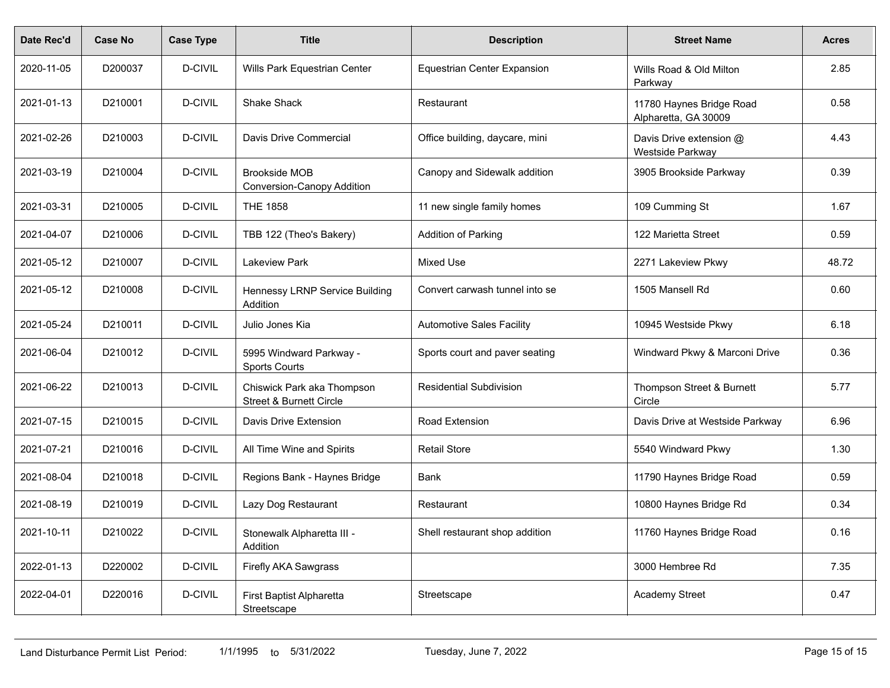| Date Rec'd | Case No | Case Type | Title | Description | Street Name | Acres |
|---|---|---|---|---|---|---|
| 2020-11-05 | D200037 | D-CIVIL | Wills Park Equestrian Center | Equestrian Center Expansion | Wills Road & Old Milton Parkway | 2.85 |
| 2021-01-13 | D210001 | D-CIVIL | Shake Shack | Restaurant | 11780 Haynes Bridge Road Alpharetta, GA 30009 | 0.58 |
| 2021-02-26 | D210003 | D-CIVIL | Davis Drive Commercial | Office building, daycare, mini | Davis Drive extension @ Westside Parkway | 4.43 |
| 2021-03-19 | D210004 | D-CIVIL | Brookside MOB Conversion-Canopy Addition | Canopy and Sidewalk addition | 3905 Brookside Parkway | 0.39 |
| 2021-03-31 | D210005 | D-CIVIL | THE 1858 | 11 new single family homes | 109 Cumming St | 1.67 |
| 2021-04-07 | D210006 | D-CIVIL | TBB 122 (Theo's Bakery) | Addition of Parking | 122 Marietta Street | 0.59 |
| 2021-05-12 | D210007 | D-CIVIL | Lakeview Park | Mixed Use | 2271 Lakeview Pkwy | 48.72 |
| 2021-05-12 | D210008 | D-CIVIL | Hennessy LRNP Service Building Addition | Convert carwash tunnel into se | 1505 Mansell Rd | 0.60 |
| 2021-05-24 | D210011 | D-CIVIL | Julio Jones Kia | Automotive Sales Facility | 10945 Westside Pkwy | 6.18 |
| 2021-06-04 | D210012 | D-CIVIL | 5995 Windward Parkway - Sports Courts | Sports court and paver seating | Windward Pkwy & Marconi Drive | 0.36 |
| 2021-06-22 | D210013 | D-CIVIL | Chiswick Park aka Thompson Street & Burnett Circle | Residential Subdivision | Thompson Street & Burnett Circle | 5.77 |
| 2021-07-15 | D210015 | D-CIVIL | Davis Drive Extension | Road Extension | Davis Drive at Westside Parkway | 6.96 |
| 2021-07-21 | D210016 | D-CIVIL | All Time Wine and Spirits | Retail Store | 5540 Windward Pkwy | 1.30 |
| 2021-08-04 | D210018 | D-CIVIL | Regions Bank - Haynes Bridge | Bank | 11790 Haynes Bridge Road | 0.59 |
| 2021-08-19 | D210019 | D-CIVIL | Lazy Dog Restaurant | Restaurant | 10800 Haynes Bridge Rd | 0.34 |
| 2021-10-11 | D210022 | D-CIVIL | Stonewalk Alpharetta III - Addition | Shell restaurant shop addition | 11760 Haynes Bridge Road | 0.16 |
| 2022-01-13 | D220002 | D-CIVIL | Firefly AKA Sawgrass | | 3000 Hembree Rd | 7.35 |
| 2022-04-01 | D220016 | D-CIVIL | First Baptist Alpharetta Streetscape | Streetscape | Academy Street | 0.47 |

Land Disturbance Permit List Period: 1/1/1995 to 5/31/2022 Tuesday, June 7, 2022